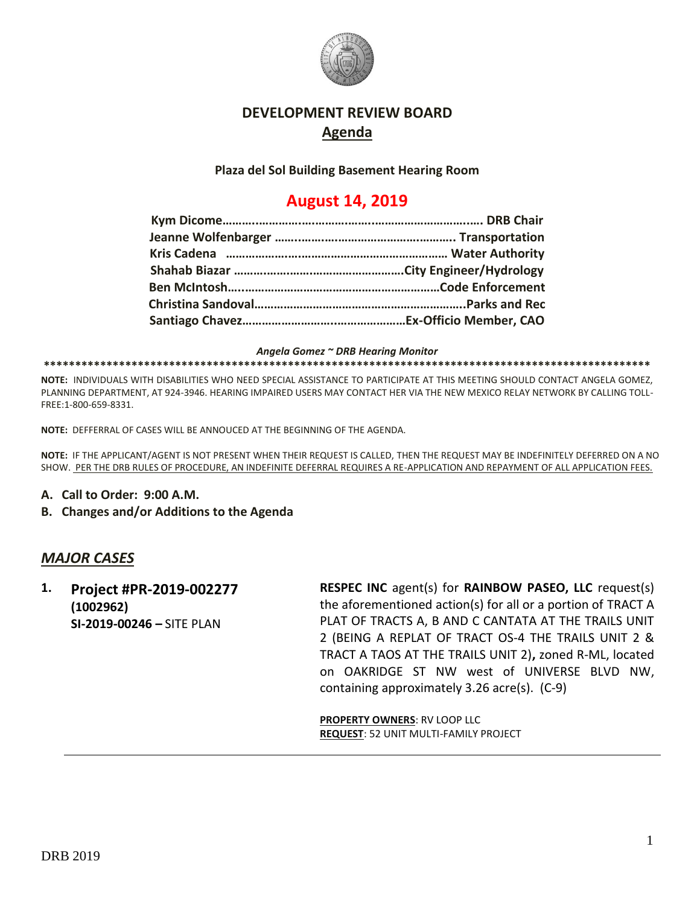# DEVELOPMENT REVIEW BOARD

## Agenda

**Plaza del Sol Building Basement Hearing Room**

## August 14, 2019

**Kym Dicome……………………………………………………………. DRB Chair**
**Jeanne Wolfenbarger ……………………………………………. Transportation**
**Kris Cadena ……………………………………………………… Water Authority**
**Shahab Biazar ……………………………………………City Engineer/Hydrology**
**Ben McIntosh……………………………………………………Code Enforcement**
**Christina Sandoval……………………………………………………..Parks and Rec**
**Santiago Chavez…………………………………………Ex-Officio Member, CAO**

***Angela Gomez ~ DRB Hearing Monitor***

**\*\*\*\*\*\*\*\*\*\*\*\*\*\*\*\*\*\*\*\*\*\*\*\*\*\*\*\*\*\*\*\*\*\*\*\*\*\*\*\*\*\*\*\*\*\*\*\*\*\*\*\*\*\*\*\*\*\*\*\*\*\*\*\*\*\*\*\*\*\*\*\*\*\*\*\*\*\*\*\*\*\*\*\*\*\*\*\*\*\*\*\*\*\*\*\*\*\*\*\*\***

**NOTE:** INDIVIDUALS WITH DISABILITIES WHO NEED SPECIAL ASSISTANCE TO PARTICIPATE AT THIS MEETING SHOULD CONTACT ANGELA GOMEZ, PLANNING DEPARTMENT, AT 924-3946. HEARING IMPAIRED USERS MAY CONTACT HER VIA THE NEW MEXICO RELAY NETWORK BY CALLING TOLL-FREE:1-800-659-8331.

**NOTE:** DEFFERRAL OF CASES WILL BE ANNOUCED AT THE BEGINNING OF THE AGENDA.

**NOTE:** IF THE APPLICANT/AGENT IS NOT PRESENT WHEN THEIR REQUEST IS CALLED, THEN THE REQUEST MAY BE INDEFINITELY DEFERRED ON A NO SHOW. PER THE DRB RULES OF PROCEDURE, AN INDEFINITE DEFERRAL REQUIRES A RE-APPLICATION AND REPAYMENT OF ALL APPLICATION FEES.

**A. Call to Order: 9:00 A.M.**

**B. Changes and/or Additions to the Agenda**

## *MAJOR CASES*

**1. Project #PR-2019-002277**
**(1002962)**
**SI-2019-00246 –** SITE PLAN

**RESPEC INC** agent(s) for **RAINBOW PASEO, LLC** request(s) the aforementioned action(s) for all or a portion of TRACT A PLAT OF TRACTS A, B AND C CANTATA AT THE TRAILS UNIT 2 (BEING A REPLAT OF TRACT OS-4 THE TRAILS UNIT 2 & TRACT A TAOS AT THE TRAILS UNIT 2)**,** zoned R-ML, located on OAKRIDGE ST NW west of UNIVERSE BLVD NW, containing approximately 3.26 acre(s). (C-9)

**PROPERTY OWNERS**: RV LOOP LLC
**REQUEST**: 52 UNIT MULTI-FAMILY PROJECT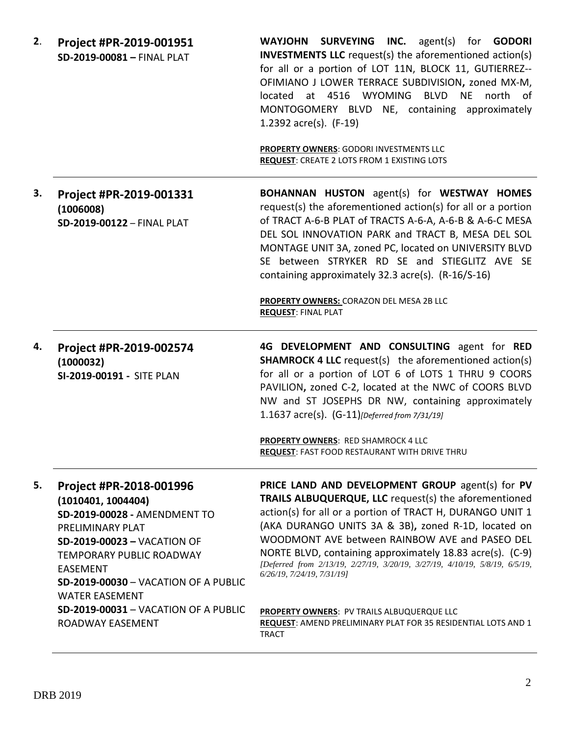2. **Project #PR-2019-001951**
**SD-2019-00081 –** FINAL PLAT

**WAYJOHN SURVEYING INC.** agent(s) for **GODORI INVESTMENTS LLC** request(s) the aforementioned action(s) for all or a portion of LOT 11N, BLOCK 11, GUTIERREZ--OFIMIANO J LOWER TERRACE SUBDIVISION**,** zoned MX-M, located at 4516 WYOMING BLVD NE north of MONTOGOMERY BLVD NE, containing approximately 1.2392 acre(s). (F-19)

**PROPERTY OWNERS**: GODORI INVESTMENTS LLC
**REQUEST**: CREATE 2 LOTS FROM 1 EXISTING LOTS

---

3. **Project #PR-2019-001331**
**(1006008)**
**SD-2019-00122** – FINAL PLAT

**BOHANNAN HUSTON** agent(s) for **WESTWAY HOMES** request(s) the aforementioned action(s) for all or a portion of TRACT A-6-B PLAT of TRACTS A-6-A, A-6-B & A-6-C MESA DEL SOL INNOVATION PARK and TRACT B, MESA DEL SOL MONTAGE UNIT 3A, zoned PC, located on UNIVERSITY BLVD SE between STRYKER RD SE and STIEGLITZ AVE SE containing approximately 32.3 acre(s). (R-16/S-16)

**PROPERTY OWNERS:** CORAZON DEL MESA 2B LLC
**REQUEST**: FINAL PLAT

---

4. **Project #PR-2019-002574**
**(1000032)**
**SI-2019-00191 -** SITE PLAN

**4G DEVELOPMENT AND CONSULTING** agent for **RED SHAMROCK 4 LLC** request(s) the aforementioned action(s) for all or a portion of LOT 6 of LOTS 1 THRU 9 COORS PAVILION**,** zoned C-2, located at the NWC of COORS BLVD NW and ST JOSEPHS DR NW, containing approximately 1.1637 acre(s). (G-11)*[Deferred from 7/31/19]*

**PROPERTY OWNERS**: RED SHAMROCK 4 LLC
**REQUEST**: FAST FOOD RESTAURANT WITH DRIVE THRU

---

5. **Project #PR-2018-001996**
**(1010401, 1004404)**
**SD-2019-00028 -** AMENDMENT TO PRELIMINARY PLAT
**SD-2019-00023 –** VACATION OF TEMPORARY PUBLIC ROADWAY EASEMENT
**SD-2019-00030** – VACATION OF A PUBLIC WATER EASEMENT
**SD-2019-00031** – VACATION OF A PUBLIC ROADWAY EASEMENT

**PRICE LAND AND DEVELOPMENT GROUP** agent(s) for **PV TRAILS ALBUQUERQUE, LLC** request(s) the aforementioned action(s) for all or a portion of TRACT H, DURANGO UNIT 1 (AKA DURANGO UNITS 3A & 3B)**,** zoned R-1D, located on WOODMONT AVE between RAINBOW AVE and PASEO DEL NORTE BLVD, containing approximately 18.83 acre(s). (C-9) *[Deferred from 2/13/19, 2/27/19, 3/20/19, 3/27/19, 4/10/19, 5/8/19, 6/5/19, 6/26/19, 7/24/19, 7/31/19]*

**PROPERTY OWNERS**: PV TRAILS ALBUQUERQUE LLC
**REQUEST**: AMEND PRELIMINARY PLAT FOR 35 RESIDENTIAL LOTS AND 1 TRACT

---

DRB 2019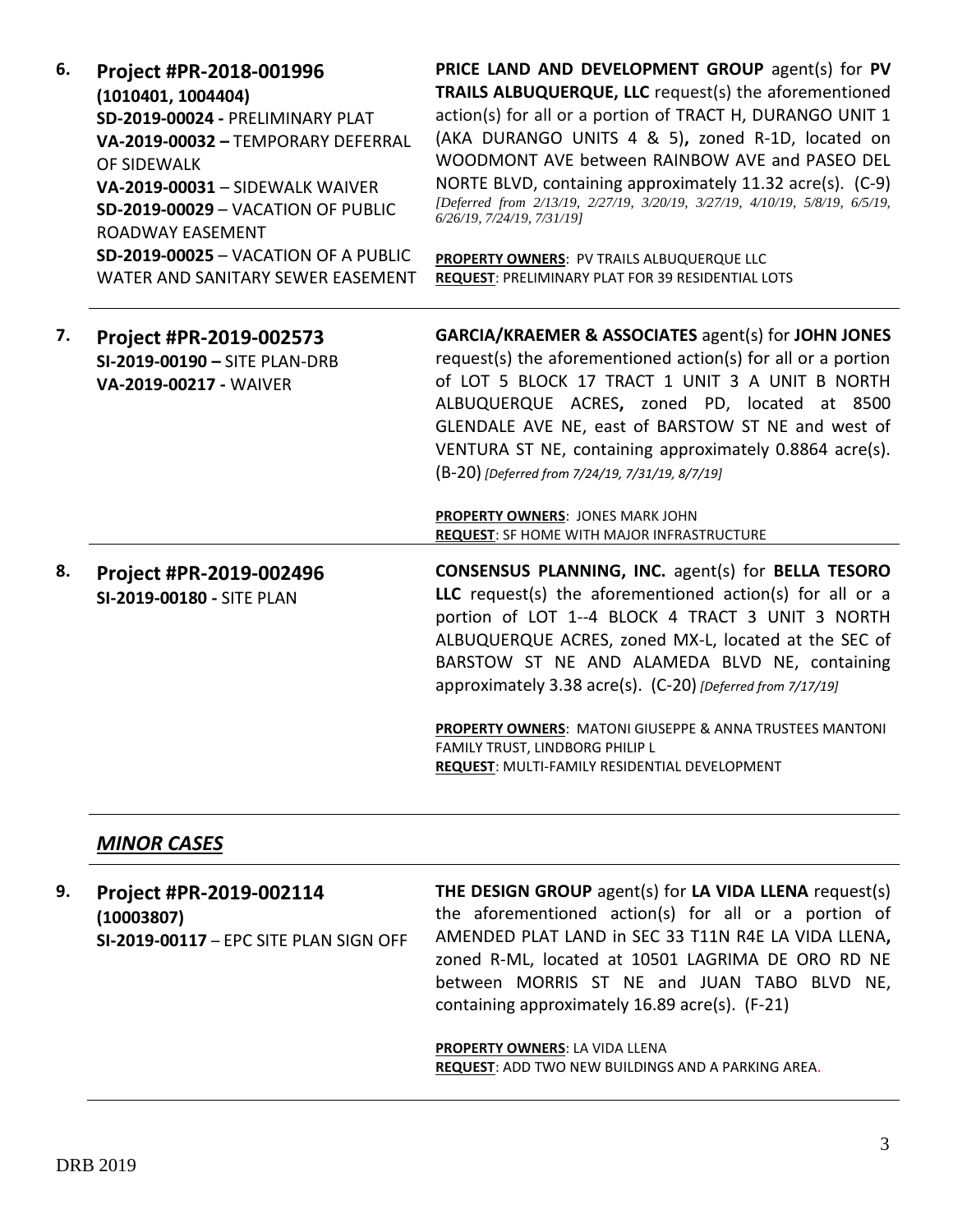6. **Project #PR-2018-001996**
**(1010401, 1004404)**
**SD-2019-00024 -** PRELIMINARY PLAT
**VA-2019-00032 –** TEMPORARY DEFERRAL OF SIDEWALK
**VA-2019-00031** – SIDEWALK WAIVER
**SD-2019-00029** – VACATION OF PUBLIC ROADWAY EASEMENT
**SD-2019-00025** – VACATION OF A PUBLIC WATER AND SANITARY SEWER EASEMENT

**PRICE LAND AND DEVELOPMENT GROUP** agent(s) for **PV TRAILS ALBUQUERQUE, LLC** request(s) the aforementioned action(s) for all or a portion of TRACT H, DURANGO UNIT 1 (AKA DURANGO UNITS 4 & 5)**,** zoned R-1D, located on WOODMONT AVE between RAINBOW AVE and PASEO DEL NORTE BLVD, containing approximately 11.32 acre(s). (C-9) *[Deferred from 2/13/19, 2/27/19, 3/20/19, 3/27/19, 4/10/19, 5/8/19, 6/5/19, 6/26/19, 7/24/19, 7/31/19]*

**PROPERTY OWNERS**: PV TRAILS ALBUQUERQUE LLC
**REQUEST**: PRELIMINARY PLAT FOR 39 RESIDENTIAL LOTS

---

7. **Project #PR-2019-002573**
**SI-2019-00190 –** SITE PLAN-DRB
**VA-2019-00217 -** WAIVER

**GARCIA/KRAEMER & ASSOCIATES** agent(s) for **JOHN JONES** request(s) the aforementioned action(s) for all or a portion of LOT 5 BLOCK 17 TRACT 1 UNIT 3 A UNIT B NORTH ALBUQUERQUE ACRES**,** zoned PD, located at 8500 GLENDALE AVE NE, east of BARSTOW ST NE and west of VENTURA ST NE, containing approximately 0.8864 acre(s). (B-20) *[Deferred from 7/24/19, 7/31/19, 8/7/19]*

**PROPERTY OWNERS**: JONES MARK JOHN
**REQUEST**: SF HOME WITH MAJOR INFRASTRUCTURE

---

8. **Project #PR-2019-002496**
**SI-2019-00180 -** SITE PLAN

**CONSENSUS PLANNING, INC.** agent(s) for **BELLA TESORO LLC** request(s) the aforementioned action(s) for all or a portion of LOT 1--4 BLOCK 4 TRACT 3 UNIT 3 NORTH ALBUQUERQUE ACRES, zoned MX-L, located at the SEC of BARSTOW ST NE AND ALAMEDA BLVD NE, containing approximately 3.38 acre(s). (C-20) *[Deferred from 7/17/19]*

**PROPERTY OWNERS**: MATONI GIUSEPPE & ANNA TRUSTEES MANTONI FAMILY TRUST, LINDBORG PHILIP L
**REQUEST**: MULTI-FAMILY RESIDENTIAL DEVELOPMENT

---

## ***MINOR CASES***

---

9. **Project #PR-2019-002114**
**(10003807)**
**SI-2019-00117** – EPC SITE PLAN SIGN OFF

**THE DESIGN GROUP** agent(s) for **LA VIDA LLENA** request(s) the aforementioned action(s) for all or a portion of AMENDED PLAT LAND in SEC 33 T11N R4E LA VIDA LLENA**,** zoned R-ML, located at 10501 LAGRIMA DE ORO RD NE between MORRIS ST NE and JUAN TABO BLVD NE, containing approximately 16.89 acre(s). (F-21)

**PROPERTY OWNERS**: LA VIDA LLENA
**REQUEST**: ADD TWO NEW BUILDINGS AND A PARKING AREA.

---

DRB 2019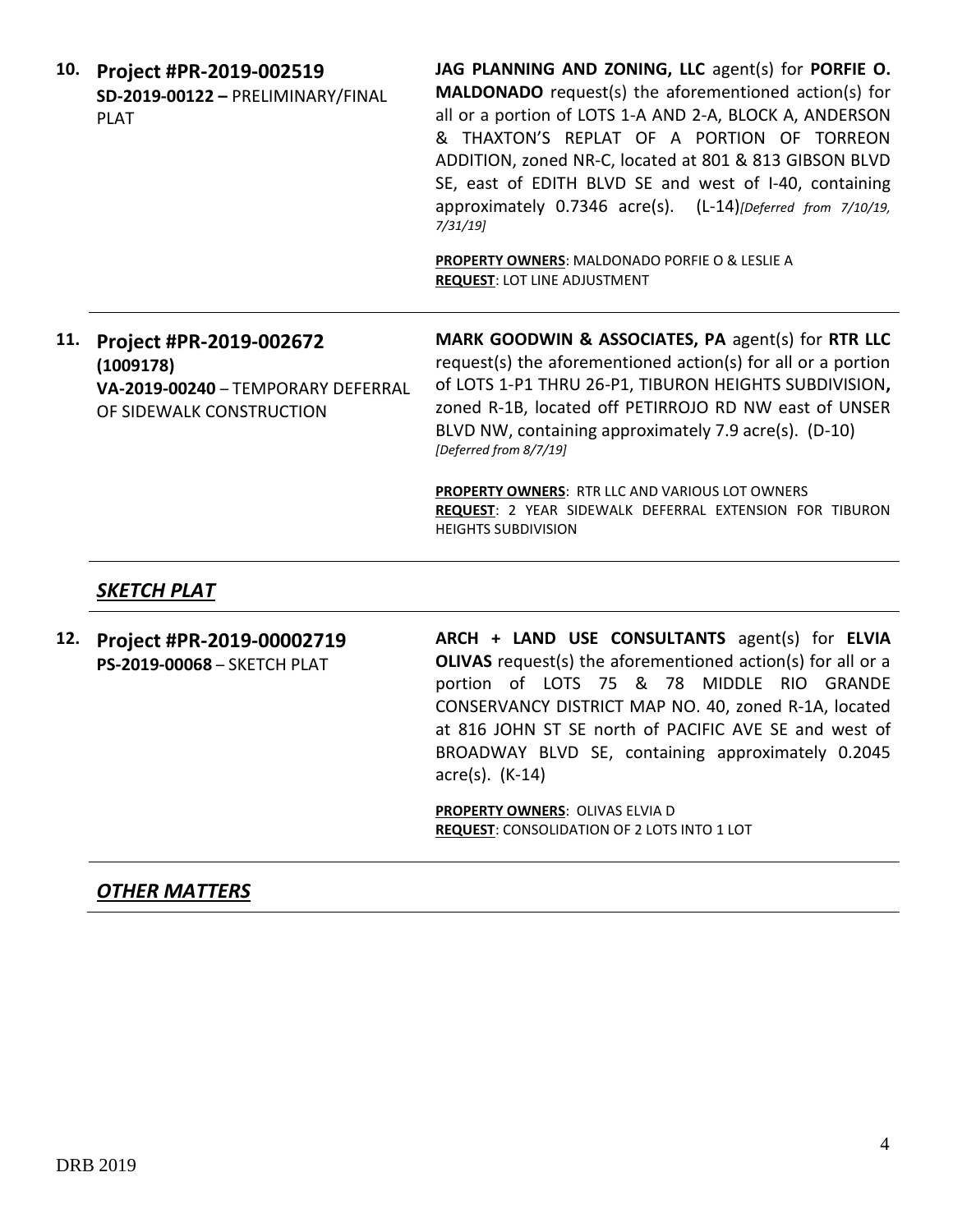10. **Project #PR-2019-002519**
**SD-2019-00122 –** PRELIMINARY/FINAL PLAT

**JAG PLANNING AND ZONING, LLC** agent(s) for **PORFIE O. MALDONADO** request(s) the aforementioned action(s) for all or a portion of LOTS 1-A AND 2-A, BLOCK A, ANDERSON & THAXTON'S REPLAT OF A PORTION OF TORREON ADDITION, zoned NR-C, located at 801 & 813 GIBSON BLVD SE, east of EDITH BLVD SE and west of I-40, containing approximately 0.7346 acre(s). (L-14) *[Deferred from 7/10/19, 7/31/19]*

**PROPERTY OWNERS**: MALDONADO PORFIE O & LESLIE A
**REQUEST**: LOT LINE ADJUSTMENT

---

11. **Project #PR-2019-002672**
**(1009178)**
**VA-2019-00240** – TEMPORARY DEFERRAL OF SIDEWALK CONSTRUCTION

**MARK GOODWIN & ASSOCIATES, PA** agent(s) for **RTR LLC** request(s) the aforementioned action(s) for all or a portion of LOTS 1-P1 THRU 26-P1, TIBURON HEIGHTS SUBDIVISION**,** zoned R-1B, located off PETIRROJO RD NW east of UNSER BLVD NW, containing approximately 7.9 acre(s). (D-10) *[Deferred from 8/7/19]*

**PROPERTY OWNERS**: RTR LLC AND VARIOUS LOT OWNERS
**REQUEST**: 2 YEAR SIDEWALK DEFERRAL EXTENSION FOR TIBURON HEIGHTS SUBDIVISION

---

## ***SKETCH PLAT***

12. **Project #PR-2019-00002719**
**PS-2019-00068** – SKETCH PLAT

**ARCH + LAND USE CONSULTANTS** agent(s) for **ELVIA OLIVAS** request(s) the aforementioned action(s) for all or a portion of LOTS 75 & 78 MIDDLE RIO GRANDE CONSERVANCY DISTRICT MAP NO. 40, zoned R-1A, located at 816 JOHN ST SE north of PACIFIC AVE SE and west of BROADWAY BLVD SE, containing approximately 0.2045 acre(s). (K-14)

**PROPERTY OWNERS**: OLIVAS ELVIA D
**REQUEST**: CONSOLIDATION OF 2 LOTS INTO 1 LOT

---

## ***OTHER MATTERS***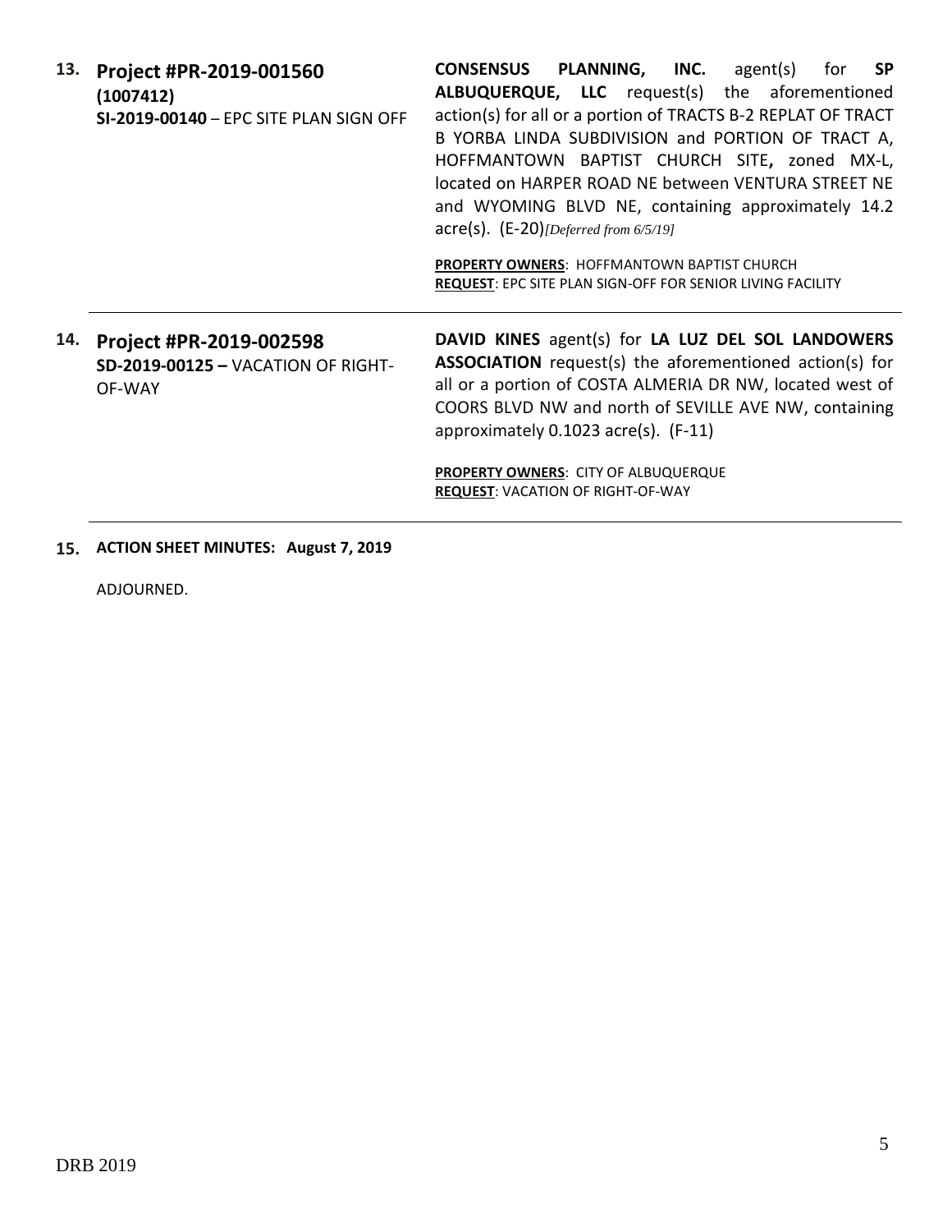**13. Project #PR-2019-001560**
**(1007412)**
**SI-2019-00140** – EPC SITE PLAN SIGN OFF

**CONSENSUS PLANNING, INC.** agent(s) for **SP ALBUQUERQUE, LLC** request(s) the aforementioned action(s) for all or a portion of TRACTS B-2 REPLAT OF TRACT B YORBA LINDA SUBDIVISION and PORTION OF TRACT A, HOFFMANTOWN BAPTIST CHURCH SITE**,** zoned MX-L, located on HARPER ROAD NE between VENTURA STREET NE and WYOMING BLVD NE, containing approximately 14.2 acre(s). (E-20)*[Deferred from 6/5/19]*

**PROPERTY OWNERS**: HOFFMANTOWN BAPTIST CHURCH
**REQUEST**: EPC SITE PLAN SIGN-OFF FOR SENIOR LIVING FACILITY

---

**14. Project #PR-2019-002598**
**SD-2019-00125 –** VACATION OF RIGHT-OF-WAY

**DAVID KINES** agent(s) for **LA LUZ DEL SOL LANDOWERS ASSOCIATION** request(s) the aforementioned action(s) for all or a portion of COSTA ALMERIA DR NW, located west of COORS BLVD NW and north of SEVILLE AVE NW, containing approximately 0.1023 acre(s). (F-11)

**PROPERTY OWNERS**: CITY OF ALBUQUERQUE
**REQUEST**: VACATION OF RIGHT-OF-WAY

---

**15. ACTION SHEET MINUTES: August 7, 2019**

ADJOURNED.